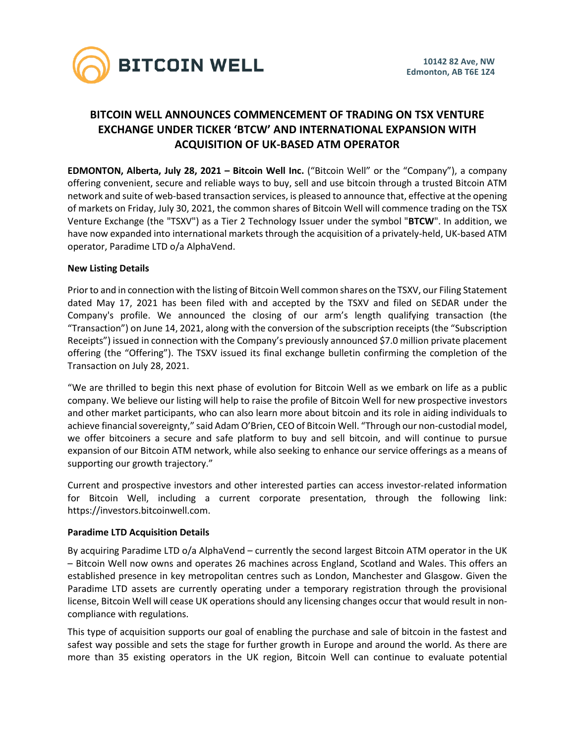BITCOIN WELL

10142 82 Ave, NW
Edmonton, AB T6E 1Z4

# BITCOIN WELL ANNOUNCES COMMENCEMENT OF TRADING ON TSX VENTURE EXCHANGE UNDER TICKER 'BTCW' AND INTERNATIONAL EXPANSION WITH ACQUISITION OF UK-BASED ATM OPERATOR

**EDMONTON, Alberta, July 28, 2021 – Bitcoin Well Inc.** ("Bitcoin Well" or the "Company"), a company offering convenient, secure and reliable ways to buy, sell and use bitcoin through a trusted Bitcoin ATM network and suite of web-based transaction services, is pleased to announce that, effective at the opening of markets on Friday, July 30, 2021, the common shares of Bitcoin Well will commence trading on the TSX Venture Exchange (the "TSXV") as a Tier 2 Technology Issuer under the symbol "**BTCW**". In addition, we have now expanded into international markets through the acquisition of a privately-held, UK-based ATM operator, Paradime LTD o/a AlphaVend.

**New Listing Details**

Prior to and in connection with the listing of Bitcoin Well common shares on the TSXV, our Filing Statement dated May 17, 2021 has been filed with and accepted by the TSXV and filed on SEDAR under the Company's profile. We announced the closing of our arm's length qualifying transaction (the "Transaction") on June 14, 2021, along with the conversion of the subscription receipts (the "Subscription Receipts") issued in connection with the Company's previously announced $7.0 million private placement offering (the "Offering"). The TSXV issued its final exchange bulletin confirming the completion of the Transaction on July 28, 2021.

"We are thrilled to begin this next phase of evolution for Bitcoin Well as we embark on life as a public company. We believe our listing will help to raise the profile of Bitcoin Well for new prospective investors and other market participants, who can also learn more about bitcoin and its role in aiding individuals to achieve financial sovereignty," said Adam O'Brien, CEO of Bitcoin Well. "Through our non-custodial model, we offer bitcoiners a secure and safe platform to buy and sell bitcoin, and will continue to pursue expansion of our Bitcoin ATM network, while also seeking to enhance our service offerings as a means of supporting our growth trajectory."

Current and prospective investors and other interested parties can access investor-related information for Bitcoin Well, including a current corporate presentation, through the following link: https://investors.bitcoinwell.com.

**Paradime LTD Acquisition Details**

By acquiring Paradime LTD o/a AlphaVend – currently the second largest Bitcoin ATM operator in the UK – Bitcoin Well now owns and operates 26 machines across England, Scotland and Wales. This offers an established presence in key metropolitan centres such as London, Manchester and Glasgow. Given the Paradime LTD assets are currently operating under a temporary registration through the provisional license, Bitcoin Well will cease UK operations should any licensing changes occur that would result in non-compliance with regulations.

This type of acquisition supports our goal of enabling the purchase and sale of bitcoin in the fastest and safest way possible and sets the stage for further growth in Europe and around the world. As there are more than 35 existing operators in the UK region, Bitcoin Well can continue to evaluate potential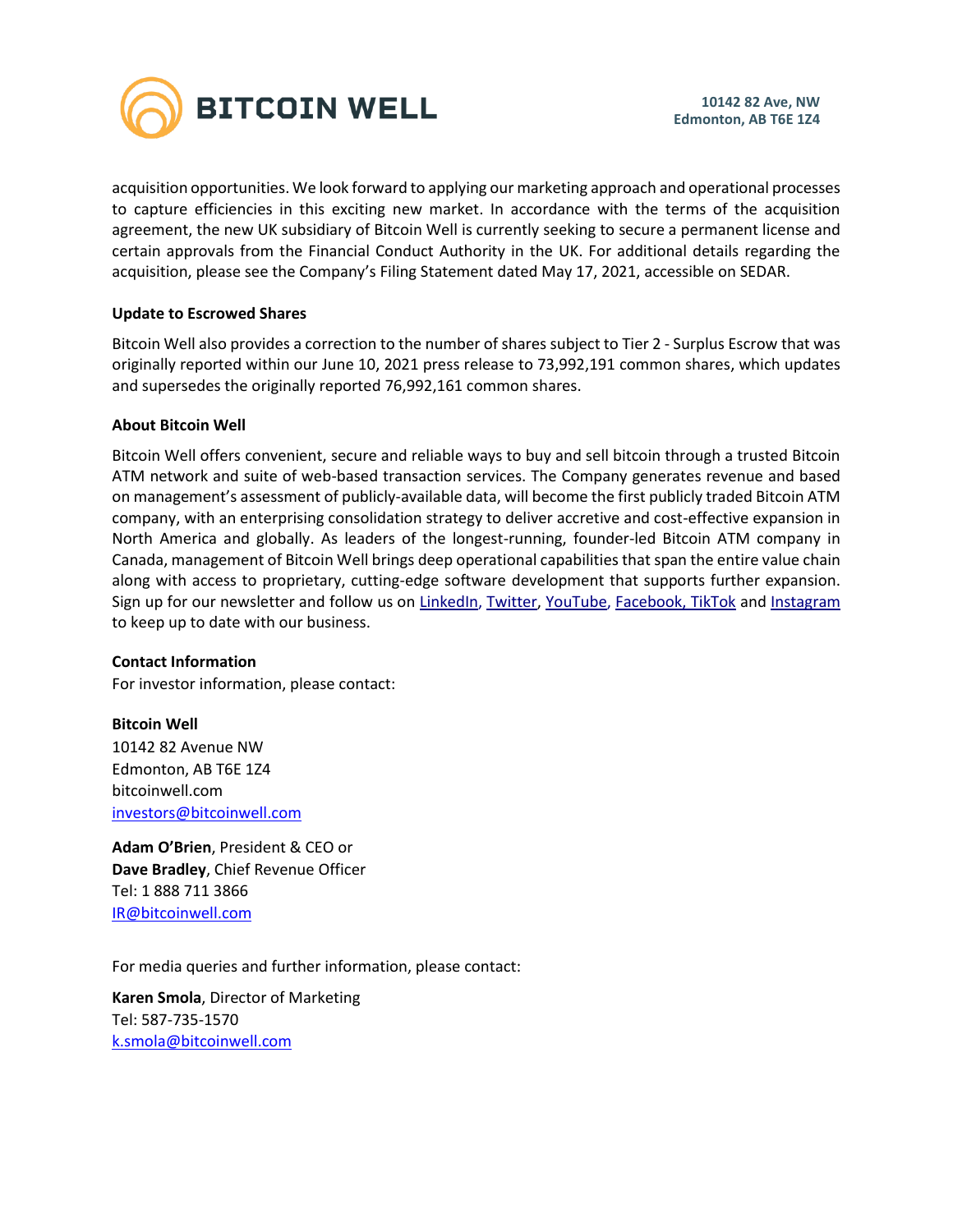acquisition opportunities. We look forward to applying our marketing approach and operational processes to capture efficiencies in this exciting new market. In accordance with the terms of the acquisition agreement, the new UK subsidiary of Bitcoin Well is currently seeking to secure a permanent license and certain approvals from the Financial Conduct Authority in the UK. For additional details regarding the acquisition, please see the Company's Filing Statement dated May 17, 2021, accessible on SEDAR.

**Update to Escrowed Shares**

Bitcoin Well also provides a correction to the number of shares subject to Tier 2 - Surplus Escrow that was originally reported within our June 10, 2021 press release to 73,992,191 common shares, which updates and supersedes the originally reported 76,992,161 common shares.

**About Bitcoin Well**

Bitcoin Well offers convenient, secure and reliable ways to buy and sell bitcoin through a trusted Bitcoin ATM network and suite of web-based transaction services. The Company generates revenue and based on management's assessment of publicly-available data, will become the first publicly traded Bitcoin ATM company, with an enterprising consolidation strategy to deliver accretive and cost-effective expansion in North America and globally. As leaders of the longest-running, founder-led Bitcoin ATM company in Canada, management of Bitcoin Well brings deep operational capabilities that span the entire value chain along with access to proprietary, cutting-edge software development that supports further expansion. Sign up for our newsletter and follow us on LinkedIn, Twitter, YouTube, Facebook, TikTok and Instagram to keep up to date with our business.

**Contact Information**

For investor information, please contact:

**Bitcoin Well**
10142 82 Avenue NW
Edmonton, AB T6E 1Z4
bitcoinwell.com
investors@bitcoinwell.com

**Adam O'Brien**, President & CEO or
**Dave Bradley**, Chief Revenue Officer
Tel: 1 888 711 3866
IR@bitcoinwell.com

For media queries and further information, please contact:

**Karen Smola**, Director of Marketing
Tel: 587-735-1570
k.smola@bitcoinwell.com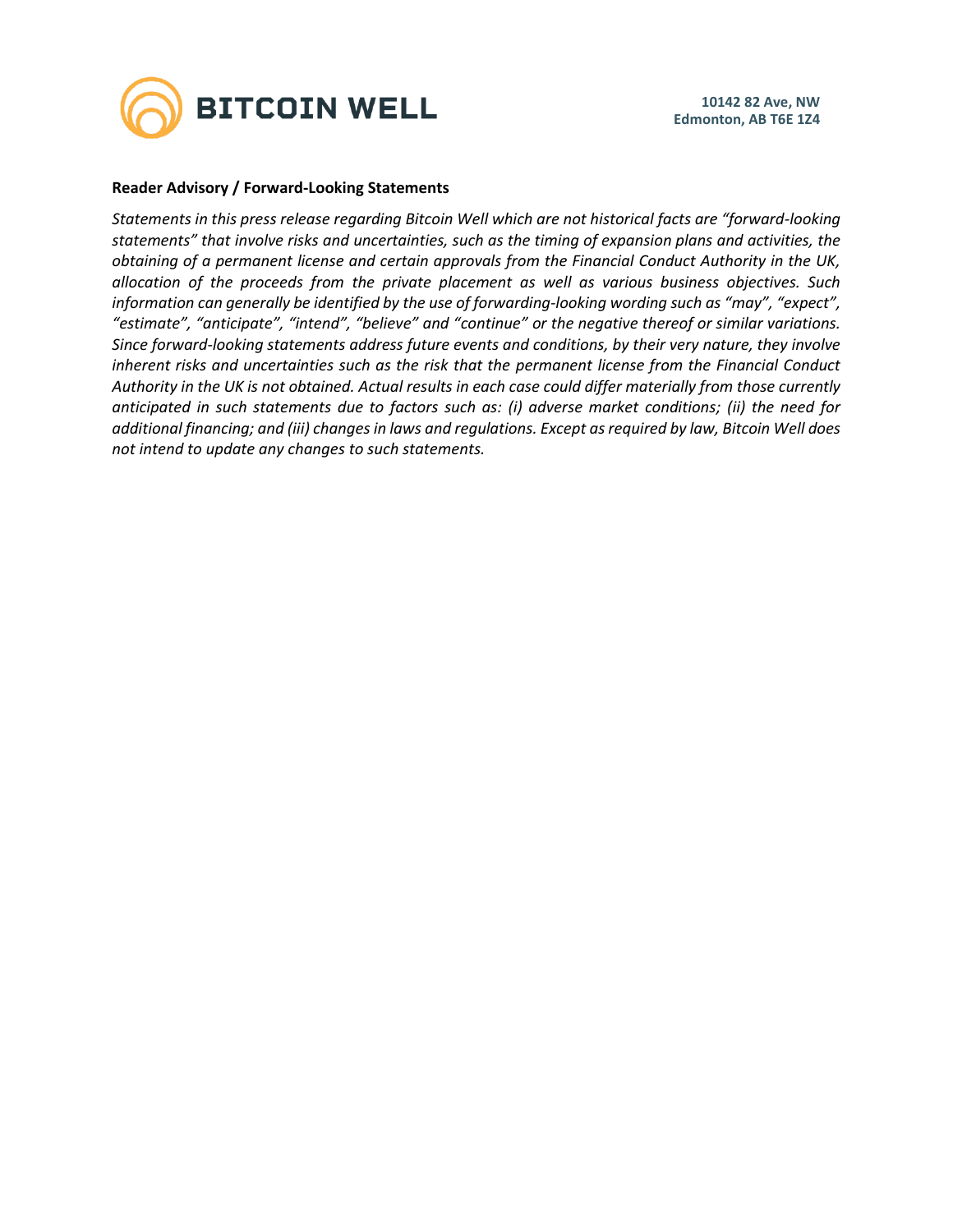**BITCOIN WELL**

**10142 82 Ave, NW**
**Edmonton, AB T6E 1Z4**

**Reader Advisory / Forward-Looking Statements**

*Statements in this press release regarding Bitcoin Well which are not historical facts are "forward-looking statements" that involve risks and uncertainties, such as the timing of expansion plans and activities, the obtaining of a permanent license and certain approvals from the Financial Conduct Authority in the UK, allocation of the proceeds from the private placement as well as various business objectives. Such information can generally be identified by the use of forwarding-looking wording such as "may", "expect", "estimate", "anticipate", "intend", "believe" and "continue" or the negative thereof or similar variations. Since forward-looking statements address future events and conditions, by their very nature, they involve inherent risks and uncertainties such as the risk that the permanent license from the Financial Conduct Authority in the UK is not obtained. Actual results in each case could differ materially from those currently anticipated in such statements due to factors such as: (i) adverse market conditions; (ii) the need for additional financing; and (iii) changes in laws and regulations. Except as required by law, Bitcoin Well does not intend to update any changes to such statements.*